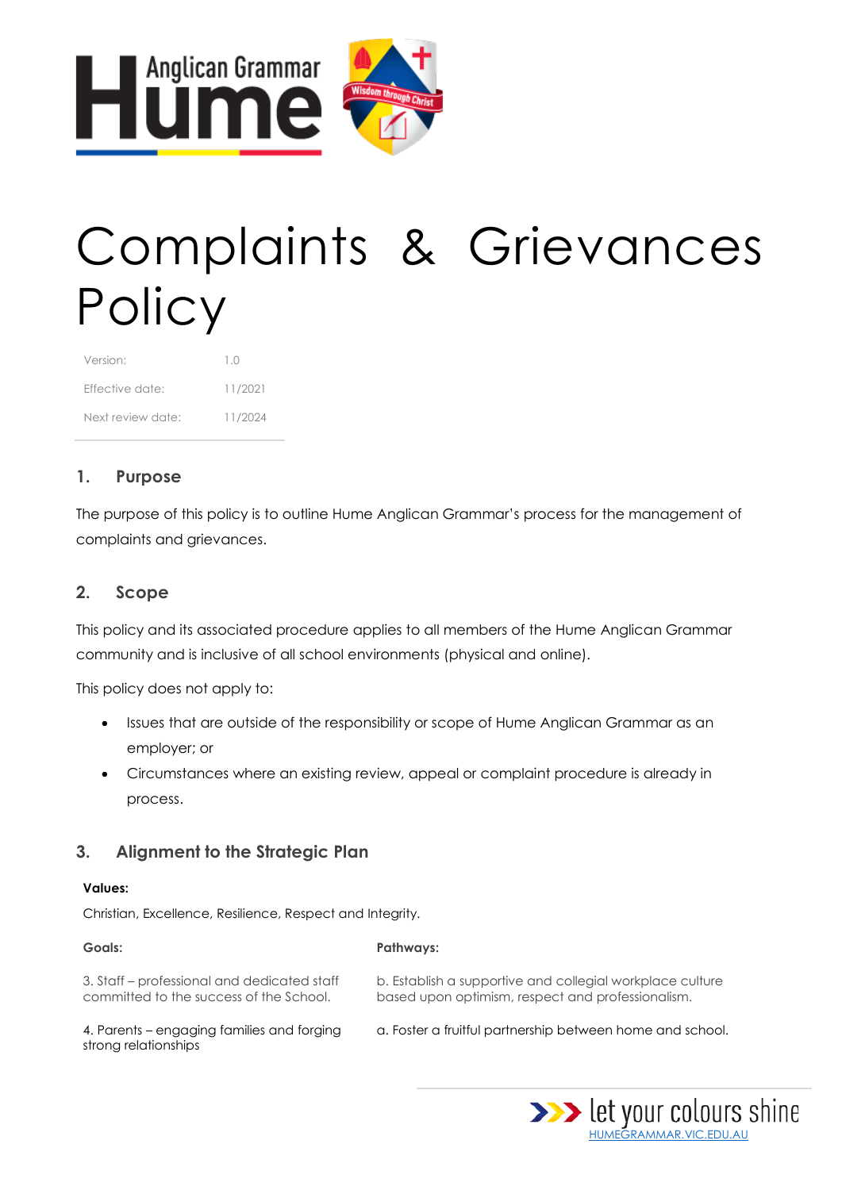# Complaints & Grievances Policy

| Version: | 1.0 |
| --- | --- |
| Effective date: | 11/2021 |
| Next review date: | 11/2024 |

## 1. Purpose

The purpose of this policy is to outline Hume Anglican Grammar's process for the management of complaints and grievances.

## 2. Scope

This policy and its associated procedure applies to all members of the Hume Anglican Grammar community and is inclusive of all school environments (physical and online).

This policy does not apply to:

- Issues that are outside of the responsibility or scope of Hume Anglican Grammar as an employer; or
- Circumstances where an existing review, appeal or complaint procedure is already in process.

## 3. Alignment to the Strategic Plan

**Values:**

Christian, Excellence, Resilience, Respect and Integrity.

| **Goals:** | **Pathways:** |
| --- | --- |
| 3. Staff – professional and dedicated staff committed to the success of the School. | b. Establish a supportive and collegial workplace culture based upon optimism, respect and professionalism. |
| 4. Parents – engaging families and forging strong relationships | a. Foster a fruitful partnership between home and school. |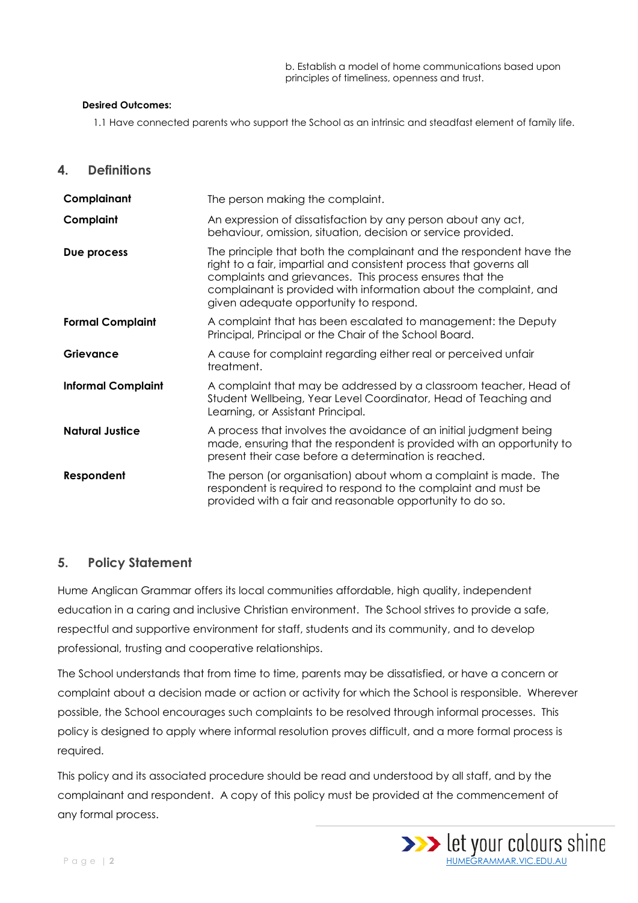b. Establish a model of home communications based upon principles of timeliness, openness and trust.

**Desired Outcomes:**

1.1 Have connected parents who support the School as an intrinsic and steadfast element of family life.

## 4. Definitions

| | |
|---|---|
| **Complainant** | The person making the complaint. |
| **Complaint** | An expression of dissatisfaction by any person about any act, behaviour, omission, situation, decision or service provided. |
| **Due process** | The principle that both the complainant and the respondent have the right to a fair, impartial and consistent process that governs all complaints and grievances. This process ensures that the complainant is provided with information about the complaint, and given adequate opportunity to respond. |
| **Formal Complaint** | A complaint that has been escalated to management: the Deputy Principal, Principal or the Chair of the School Board. |
| **Grievance** | A cause for complaint regarding either real or perceived unfair treatment. |
| **Informal Complaint** | A complaint that may be addressed by a classroom teacher, Head of Student Wellbeing, Year Level Coordinator, Head of Teaching and Learning, or Assistant Principal. |
| **Natural Justice** | A process that involves the avoidance of an initial judgment being made, ensuring that the respondent is provided with an opportunity to present their case before a determination is reached. |
| **Respondent** | The person (or organisation) about whom a complaint is made. The respondent is required to respond to the complaint and must be provided with a fair and reasonable opportunity to do so. |

## 5. Policy Statement

Hume Anglican Grammar offers its local communities affordable, high quality, independent education in a caring and inclusive Christian environment. The School strives to provide a safe, respectful and supportive environment for staff, students and its community, and to develop professional, trusting and cooperative relationships.

The School understands that from time to time, parents may be dissatisfied, or have a concern or complaint about a decision made or action or activity for which the School is responsible. Wherever possible, the School encourages such complaints to be resolved through informal processes. This policy is designed to apply where informal resolution proves difficult, and a more formal process is required.

This policy and its associated procedure should be read and understood by all staff, and by the complainant and respondent. A copy of this policy must be provided at the commencement of any formal process.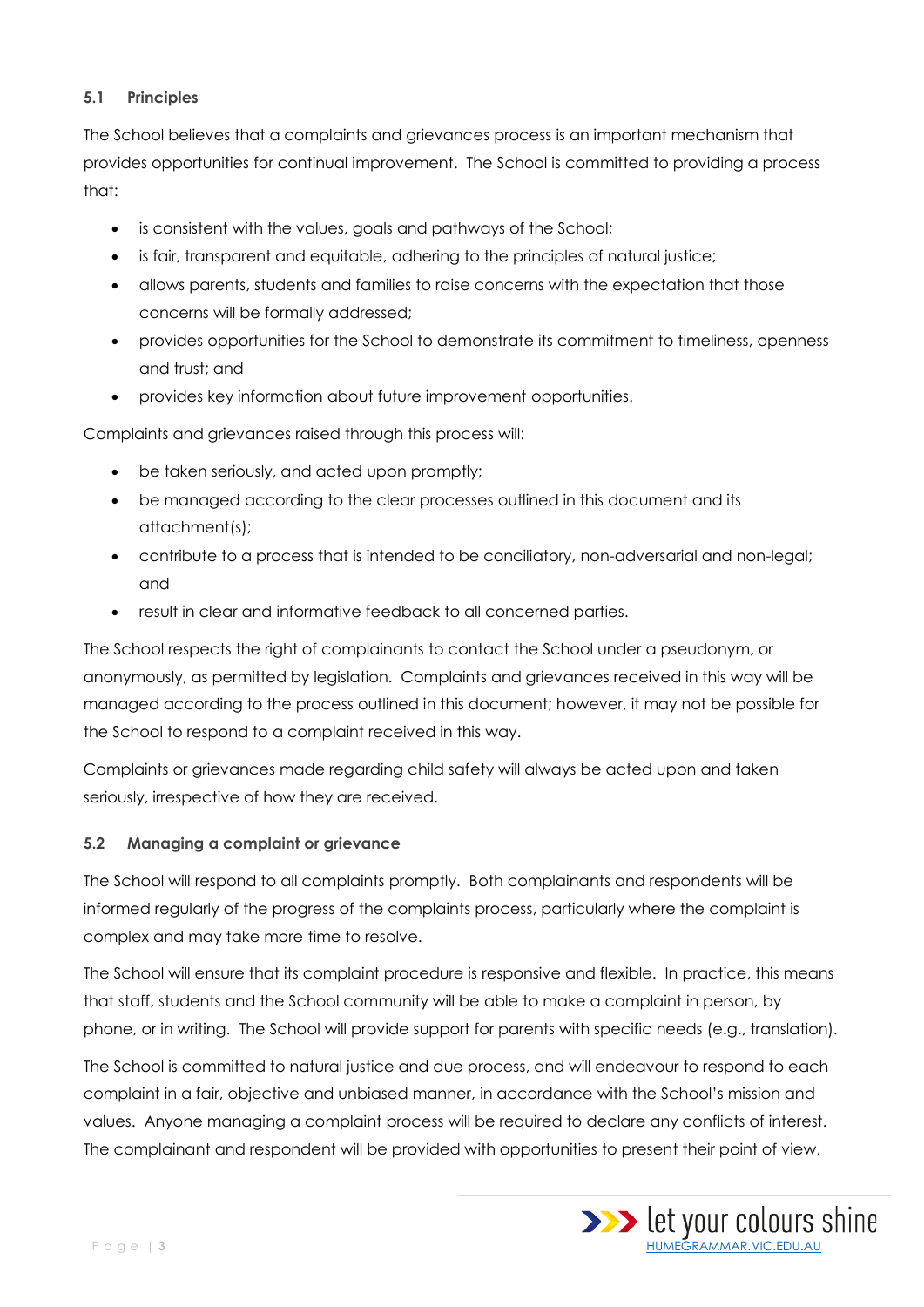### 5.1 Principles

The School believes that a complaints and grievances process is an important mechanism that provides opportunities for continual improvement. The School is committed to providing a process that:

- is consistent with the values, goals and pathways of the School;
- is fair, transparent and equitable, adhering to the principles of natural justice;
- allows parents, students and families to raise concerns with the expectation that those concerns will be formally addressed;
- provides opportunities for the School to demonstrate its commitment to timeliness, openness and trust; and
- provides key information about future improvement opportunities.

Complaints and grievances raised through this process will:

- be taken seriously, and acted upon promptly;
- be managed according to the clear processes outlined in this document and its attachment(s);
- contribute to a process that is intended to be conciliatory, non-adversarial and non-legal; and
- result in clear and informative feedback to all concerned parties.

The School respects the right of complainants to contact the School under a pseudonym, or anonymously, as permitted by legislation. Complaints and grievances received in this way will be managed according to the process outlined in this document; however, it may not be possible for the School to respond to a complaint received in this way.

Complaints or grievances made regarding child safety will always be acted upon and taken seriously, irrespective of how they are received.

### 5.2 Managing a complaint or grievance

The School will respond to all complaints promptly. Both complainants and respondents will be informed regularly of the progress of the complaints process, particularly where the complaint is complex and may take more time to resolve.

The School will ensure that its complaint procedure is responsive and flexible. In practice, this means that staff, students and the School community will be able to make a complaint in person, by phone, or in writing. The School will provide support for parents with specific needs (e.g., translation).

The School is committed to natural justice and due process, and will endeavour to respond to each complaint in a fair, objective and unbiased manner, in accordance with the School's mission and values. Anyone managing a complaint process will be required to declare any conflicts of interest. The complainant and respondent will be provided with opportunities to present their point of view,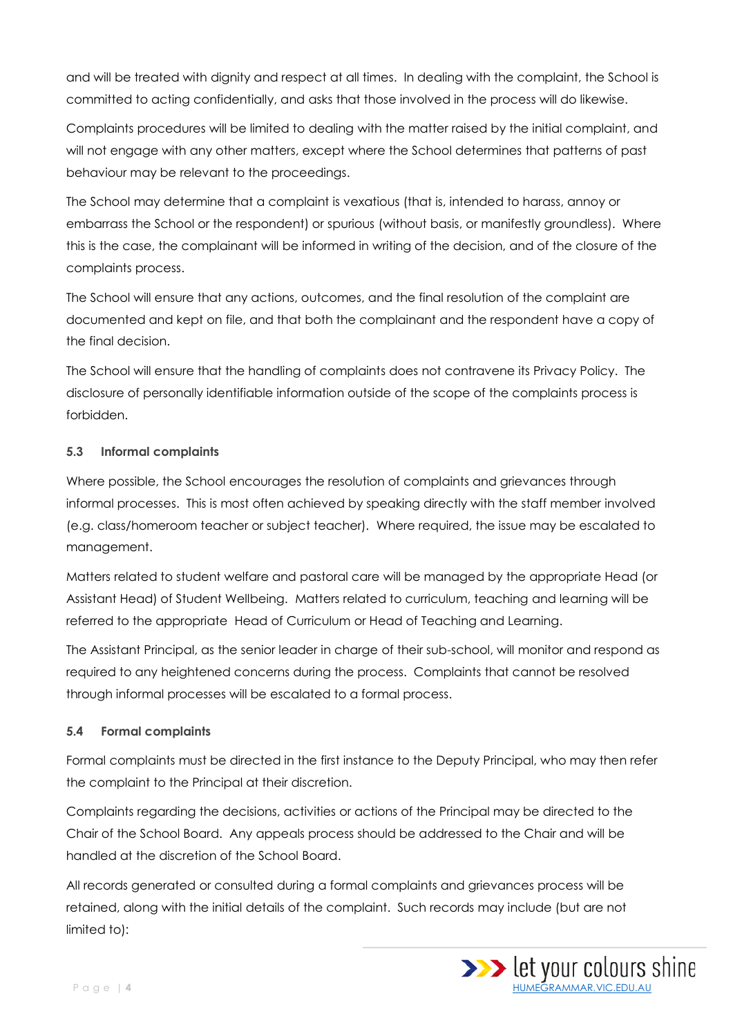and will be treated with dignity and respect at all times. In dealing with the complaint, the School is committed to acting confidentially, and asks that those involved in the process will do likewise.

Complaints procedures will be limited to dealing with the matter raised by the initial complaint, and will not engage with any other matters, except where the School determines that patterns of past behaviour may be relevant to the proceedings.

The School may determine that a complaint is vexatious (that is, intended to harass, annoy or embarrass the School or the respondent) or spurious (without basis, or manifestly groundless). Where this is the case, the complainant will be informed in writing of the decision, and of the closure of the complaints process.

The School will ensure that any actions, outcomes, and the final resolution of the complaint are documented and kept on file, and that both the complainant and the respondent have a copy of the final decision.

The School will ensure that the handling of complaints does not contravene its Privacy Policy. The disclosure of personally identifiable information outside of the scope of the complaints process is forbidden.

### 5.3 Informal complaints

Where possible, the School encourages the resolution of complaints and grievances through informal processes. This is most often achieved by speaking directly with the staff member involved (e.g. class/homeroom teacher or subject teacher). Where required, the issue may be escalated to management.

Matters related to student welfare and pastoral care will be managed by the appropriate Head (or Assistant Head) of Student Wellbeing. Matters related to curriculum, teaching and learning will be referred to the appropriate Head of Curriculum or Head of Teaching and Learning.

The Assistant Principal, as the senior leader in charge of their sub-school, will monitor and respond as required to any heightened concerns during the process. Complaints that cannot be resolved through informal processes will be escalated to a formal process.

### 5.4 Formal complaints

Formal complaints must be directed in the first instance to the Deputy Principal, who may then refer the complaint to the Principal at their discretion.

Complaints regarding the decisions, activities or actions of the Principal may be directed to the Chair of the School Board. Any appeals process should be addressed to the Chair and will be handled at the discretion of the School Board.

All records generated or consulted during a formal complaints and grievances process will be retained, along with the initial details of the complaint. Such records may include (but are not limited to):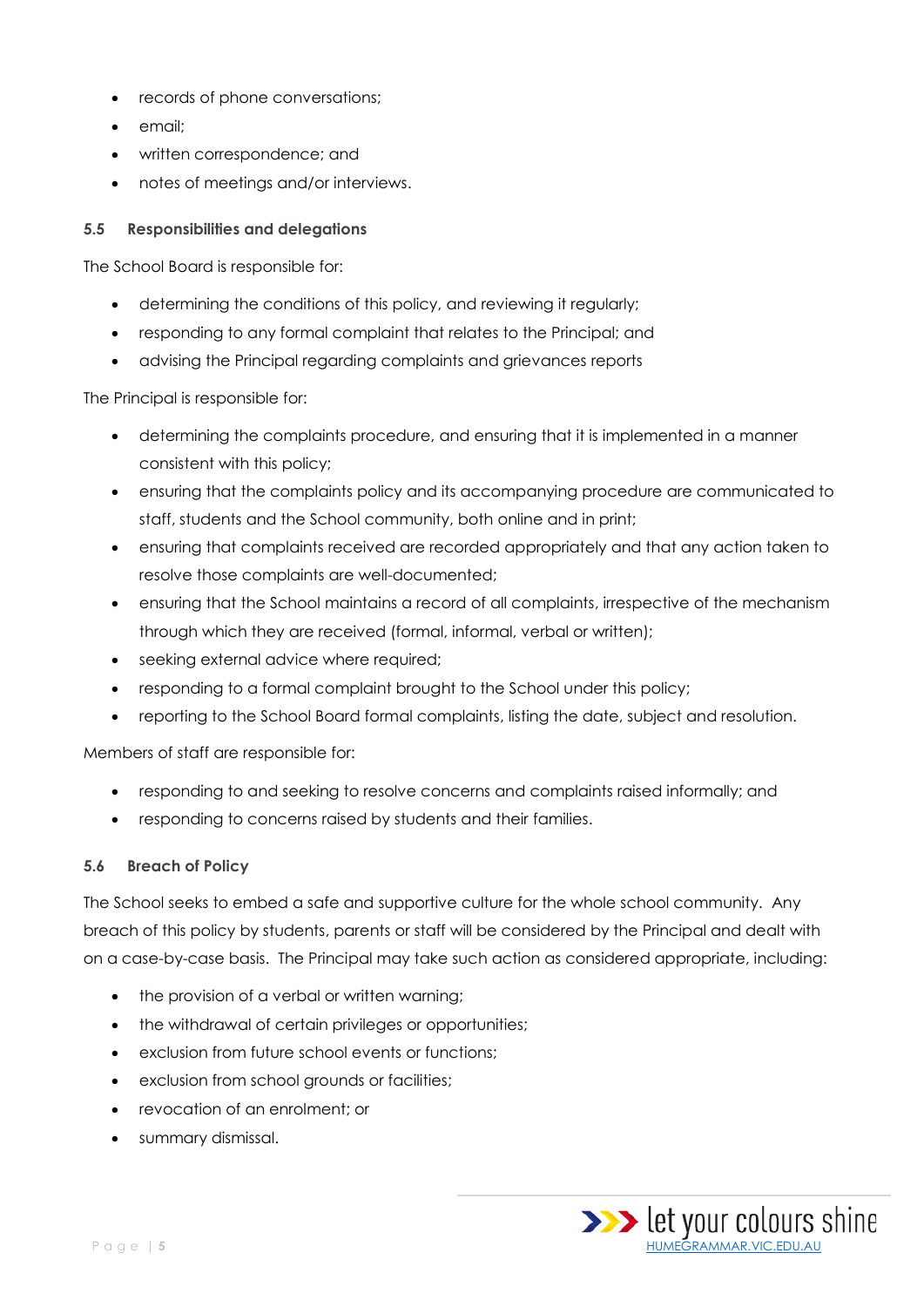- records of phone conversations;
- email;
- written correspondence; and
- notes of meetings and/or interviews.

### 5.5 Responsibilities and delegations

The School Board is responsible for:

- determining the conditions of this policy, and reviewing it regularly;
- responding to any formal complaint that relates to the Principal; and
- advising the Principal regarding complaints and grievances reports

The Principal is responsible for:

- determining the complaints procedure, and ensuring that it is implemented in a manner consistent with this policy;
- ensuring that the complaints policy and its accompanying procedure are communicated to staff, students and the School community, both online and in print;
- ensuring that complaints received are recorded appropriately and that any action taken to resolve those complaints are well-documented;
- ensuring that the School maintains a record of all complaints, irrespective of the mechanism through which they are received (formal, informal, verbal or written);
- seeking external advice where required;
- responding to a formal complaint brought to the School under this policy;
- reporting to the School Board formal complaints, listing the date, subject and resolution.

Members of staff are responsible for:

- responding to and seeking to resolve concerns and complaints raised informally; and
- responding to concerns raised by students and their families.

### 5.6 Breach of Policy

The School seeks to embed a safe and supportive culture for the whole school community. Any breach of this policy by students, parents or staff will be considered by the Principal and dealt with on a case-by-case basis. The Principal may take such action as considered appropriate, including:

- the provision of a verbal or written warning;
- the withdrawal of certain privileges or opportunities;
- exclusion from future school events or functions;
- exclusion from school grounds or facilities;
- revocation of an enrolment; or
- summary dismissal.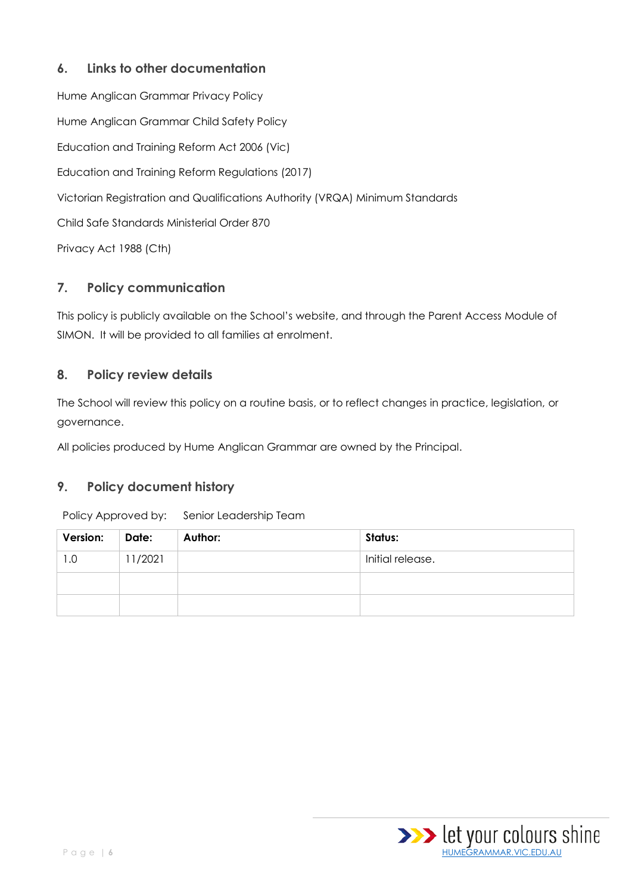## 6. Links to other documentation

Hume Anglican Grammar Privacy Policy

Hume Anglican Grammar Child Safety Policy

Education and Training Reform Act 2006 (Vic)

Education and Training Reform Regulations (2017)

Victorian Registration and Qualifications Authority (VRQA) Minimum Standards

Child Safe Standards Ministerial Order 870

Privacy Act 1988 (Cth)

## 7. Policy communication

This policy is publicly available on the School's website, and through the Parent Access Module of SIMON. It will be provided to all families at enrolment.

## 8. Policy review details

The School will review this policy on a routine basis, or to reflect changes in practice, legislation, or governance.

All policies produced by Hume Anglican Grammar are owned by the Principal.

## 9. Policy document history

Policy Approved by: Senior Leadership Team

| Version: | Date: | Author: | Status: |
|---|---|---|---|
| 1.0 | 11/2021 | | Initial release. |
| | | | |
| | | | |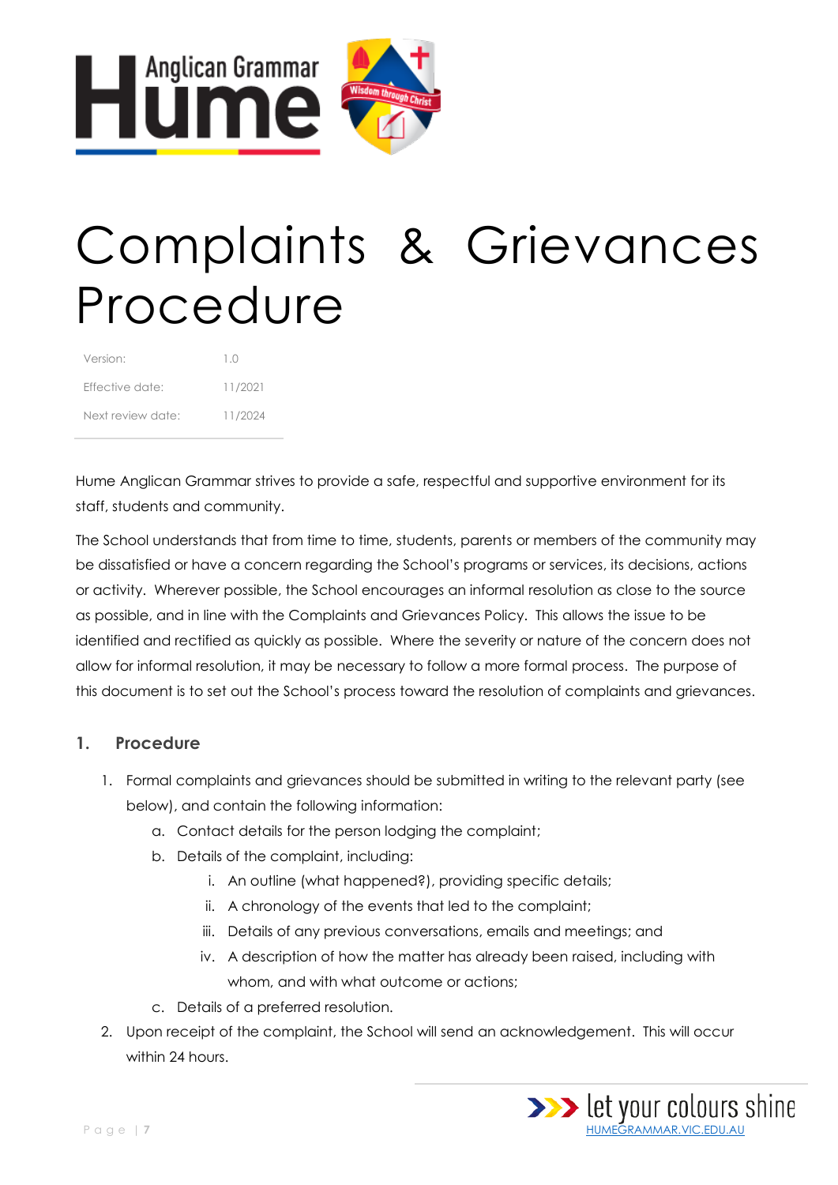# Complaints & Grievances Procedure

| Version: | 1.0 |
|---|---|
| Effective date: | 11/2021 |
| Next review date: | 11/2024 |

Hume Anglican Grammar strives to provide a safe, respectful and supportive environment for its staff, students and community.

The School understands that from time to time, students, parents or members of the community may be dissatisfied or have a concern regarding the School's programs or services, its decisions, actions or activity. Wherever possible, the School encourages an informal resolution as close to the source as possible, and in line with the Complaints and Grievances Policy. This allows the issue to be identified and rectified as quickly as possible. Where the severity or nature of the concern does not allow for informal resolution, it may be necessary to follow a more formal process. The purpose of this document is to set out the School's process toward the resolution of complaints and grievances.

## 1. Procedure

1. Formal complaints and grievances should be submitted in writing to the relevant party (see below), and contain the following information:
   a. Contact details for the person lodging the complaint;
   b. Details of the complaint, including:
      i. An outline (what happened?), providing specific details;
      ii. A chronology of the events that led to the complaint;
      iii. Details of any previous conversations, emails and meetings; and
      iv. A description of how the matter has already been raised, including with whom, and with what outcome or actions;
   c. Details of a preferred resolution.
2. Upon receipt of the complaint, the School will send an acknowledgement. This will occur within 24 hours.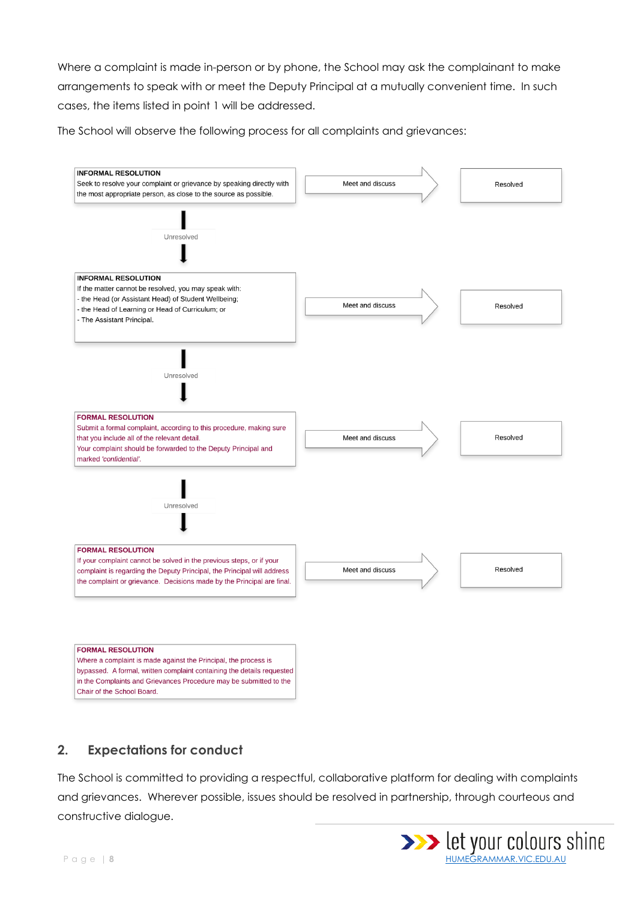Where a complaint is made in-person or by phone, the School may ask the complainant to make arrangements to speak with or meet the Deputy Principal at a mutually convenient time. In such cases, the items listed in point 1 will be addressed.

The School will observe the following process for all complaints and grievances:

**INFORMAL RESOLUTION**
Seek to resolve your complaint or grievance by speaking directly with the most appropriate person, as close to the source as possible.

→ Meet and discuss → Resolved

↓ Unresolved

**INFORMAL RESOLUTION**
If the matter cannot be resolved, you may speak with:
- the Head (or Assistant Head) of Student Wellbeing;
- the Head of Learning or Head of Curriculum; or
- The Assistant Principal.

→ Meet and discuss → Resolved

↓ Unresolved

**FORMAL RESOLUTION**
Submit a formal complaint, according to this procedure, making sure that you include all of the relevant detail.
Your complaint should be forwarded to the Deputy Principal and marked *'confidential'*.

→ Meet and discuss → Resolved

↓ Unresolved

**FORMAL RESOLUTION**
If your complaint cannot be solved in the previous steps, or if your complaint is regarding the Deputy Principal, the Principal will address the complaint or grievance. Decisions made by the Principal are final.

→ Meet and discuss → Resolved

**FORMAL RESOLUTION**
Where a complaint is made against the Principal, the process is bypassed. A formal, written complaint containing the details requested in the Complaints and Grievances Procedure may be submitted to the Chair of the School Board.

## 2. Expectations for conduct

The School is committed to providing a respectful, collaborative platform for dealing with complaints and grievances. Wherever possible, issues should be resolved in partnership, through courteous and constructive dialogue.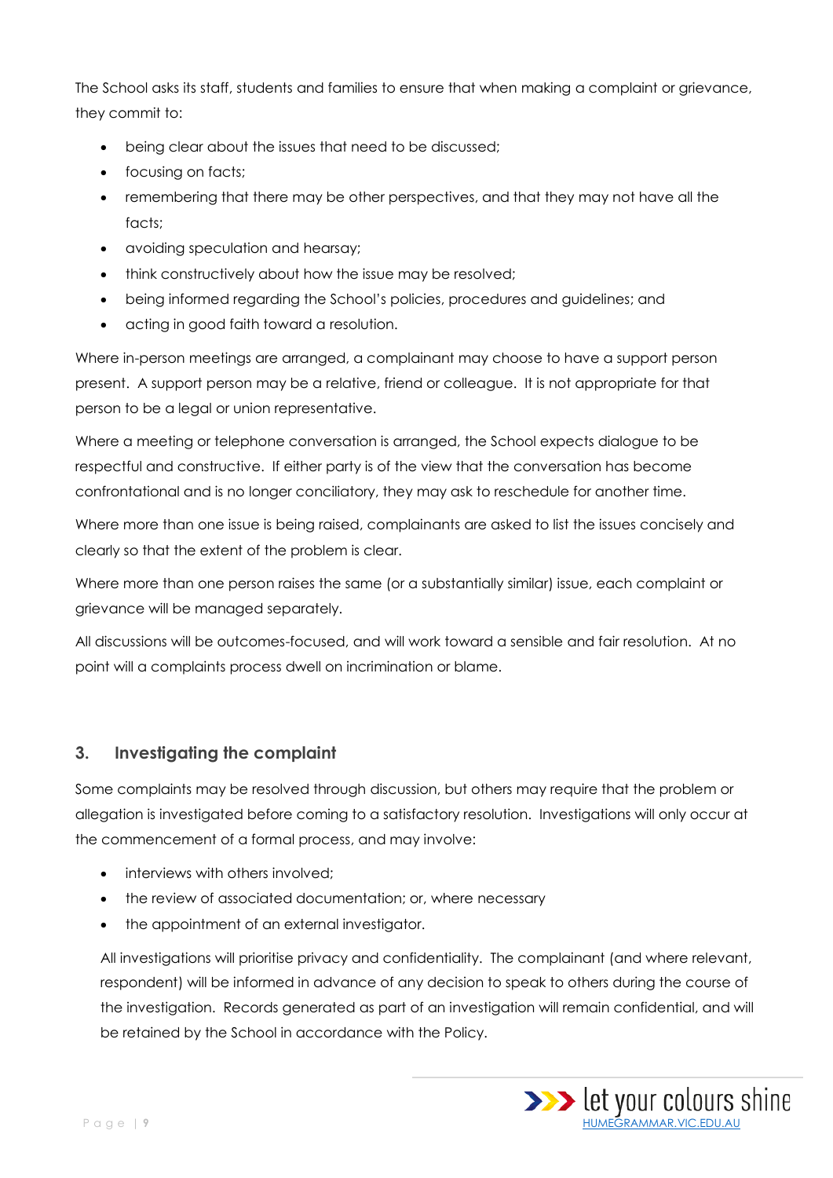The School asks its staff, students and families to ensure that when making a complaint or grievance, they commit to:

- being clear about the issues that need to be discussed;
- focusing on facts;
- remembering that there may be other perspectives, and that they may not have all the facts;
- avoiding speculation and hearsay;
- think constructively about how the issue may be resolved;
- being informed regarding the School's policies, procedures and guidelines; and
- acting in good faith toward a resolution.

Where in-person meetings are arranged, a complainant may choose to have a support person present. A support person may be a relative, friend or colleague. It is not appropriate for that person to be a legal or union representative.

Where a meeting or telephone conversation is arranged, the School expects dialogue to be respectful and constructive. If either party is of the view that the conversation has become confrontational and is no longer conciliatory, they may ask to reschedule for another time.

Where more than one issue is being raised, complainants are asked to list the issues concisely and clearly so that the extent of the problem is clear.

Where more than one person raises the same (or a substantially similar) issue, each complaint or grievance will be managed separately.

All discussions will be outcomes-focused, and will work toward a sensible and fair resolution. At no point will a complaints process dwell on incrimination or blame.

## 3. Investigating the complaint

Some complaints may be resolved through discussion, but others may require that the problem or allegation is investigated before coming to a satisfactory resolution. Investigations will only occur at the commencement of a formal process, and may involve:

- interviews with others involved;
- the review of associated documentation; or, where necessary
- the appointment of an external investigator.

All investigations will prioritise privacy and confidentiality. The complainant (and where relevant, respondent) will be informed in advance of any decision to speak to others during the course of the investigation. Records generated as part of an investigation will remain confidential, and will be retained by the School in accordance with the Policy.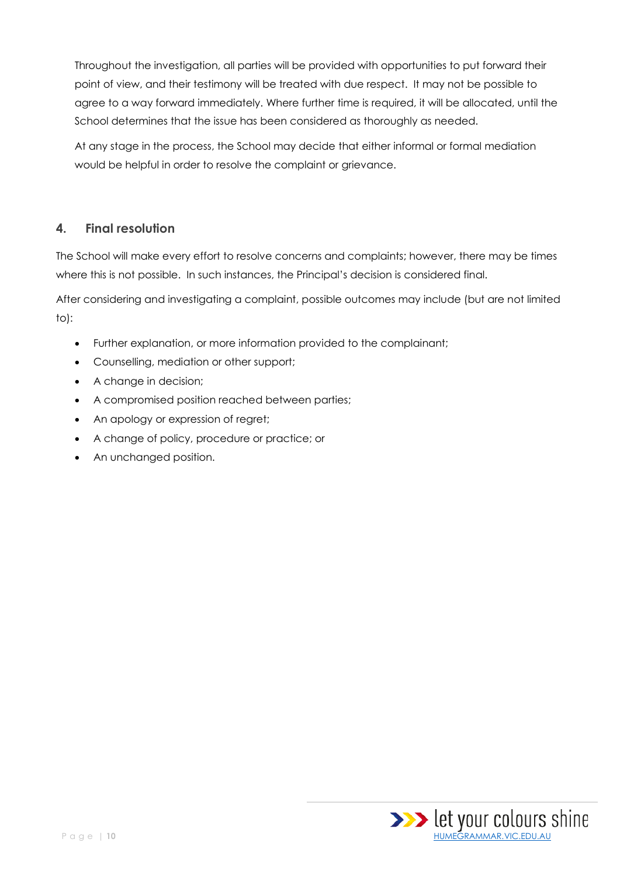Throughout the investigation, all parties will be provided with opportunities to put forward their point of view, and their testimony will be treated with due respect. It may not be possible to agree to a way forward immediately. Where further time is required, it will be allocated, until the School determines that the issue has been considered as thoroughly as needed.

At any stage in the process, the School may decide that either informal or formal mediation would be helpful in order to resolve the complaint or grievance.

## 4. Final resolution

The School will make every effort to resolve concerns and complaints; however, there may be times where this is not possible. In such instances, the Principal's decision is considered final.

After considering and investigating a complaint, possible outcomes may include (but are not limited to):

- Further explanation, or more information provided to the complainant;
- Counselling, mediation or other support;
- A change in decision;
- A compromised position reached between parties;
- An apology or expression of regret;
- A change of policy, procedure or practice; or
- An unchanged position.